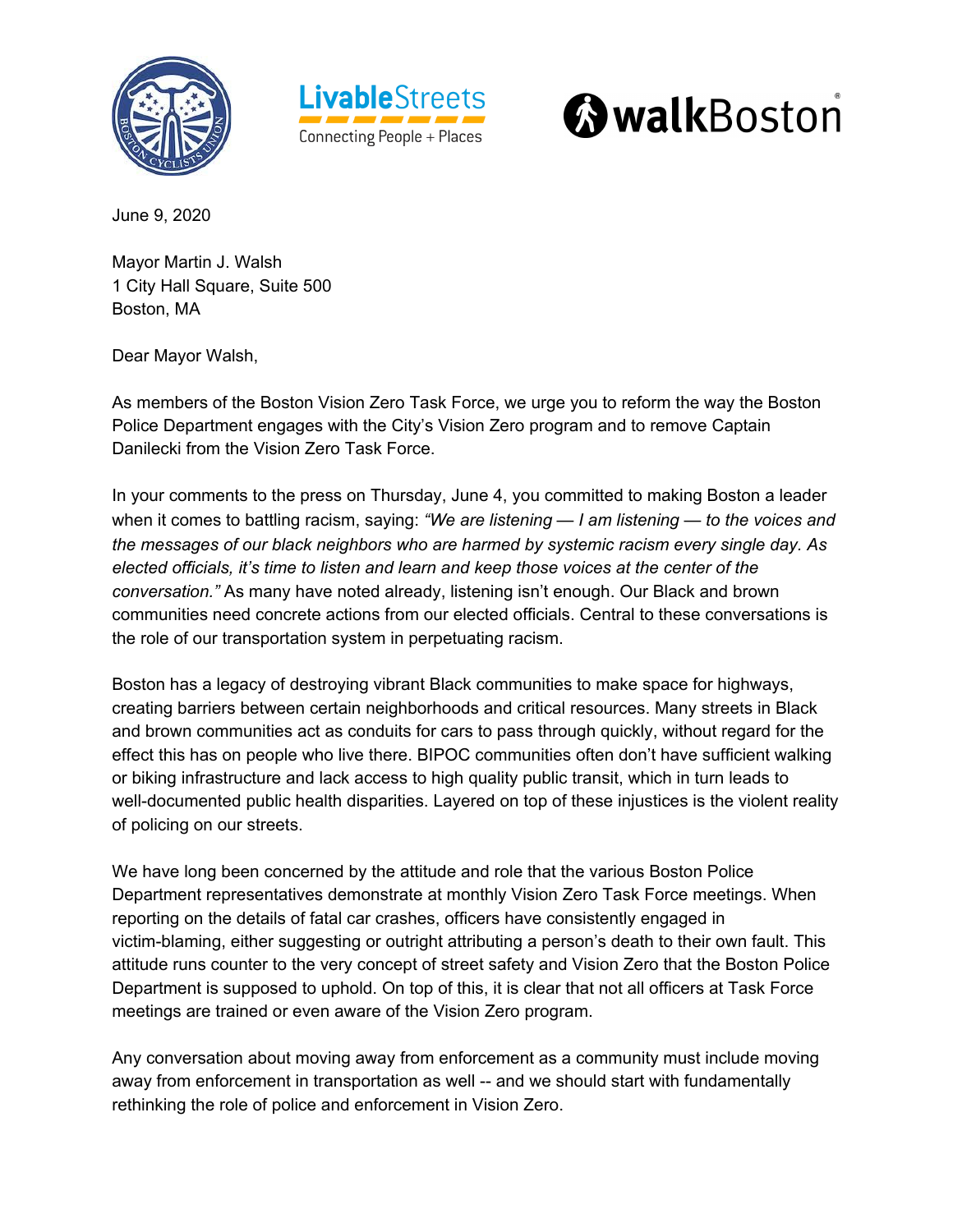June 9, 2020

Mayor Martin J. Walsh
1 City Hall Square, Suite 500
Boston, MA

Dear Mayor Walsh,

As members of the Boston Vision Zero Task Force, we urge you to reform the way the Boston Police Department engages with the City's Vision Zero program and to remove Captain Danilecki from the Vision Zero Task Force.

In your comments to the press on Thursday, June 4, you committed to making Boston a leader when it comes to battling racism, saying: *"We are listening — I am listening — to the voices and the messages of our black neighbors who are harmed by systemic racism every single day. As elected officials, it's time to listen and learn and keep those voices at the center of the conversation."* As many have noted already, listening isn't enough. Our Black and brown communities need concrete actions from our elected officials. Central to these conversations is the role of our transportation system in perpetuating racism.

Boston has a legacy of destroying vibrant Black communities to make space for highways, creating barriers between certain neighborhoods and critical resources. Many streets in Black and brown communities act as conduits for cars to pass through quickly, without regard for the effect this has on people who live there. BIPOC communities often don't have sufficient walking or biking infrastructure and lack access to high quality public transit, which in turn leads to well-documented public health disparities. Layered on top of these injustices is the violent reality of policing on our streets.

We have long been concerned by the attitude and role that the various Boston Police Department representatives demonstrate at monthly Vision Zero Task Force meetings. When reporting on the details of fatal car crashes, officers have consistently engaged in victim-blaming, either suggesting or outright attributing a person's death to their own fault. This attitude runs counter to the very concept of street safety and Vision Zero that the Boston Police Department is supposed to uphold. On top of this, it is clear that not all officers at Task Force meetings are trained or even aware of the Vision Zero program.

Any conversation about moving away from enforcement as a community must include moving away from enforcement in transportation as well -- and we should start with fundamentally rethinking the role of police and enforcement in Vision Zero.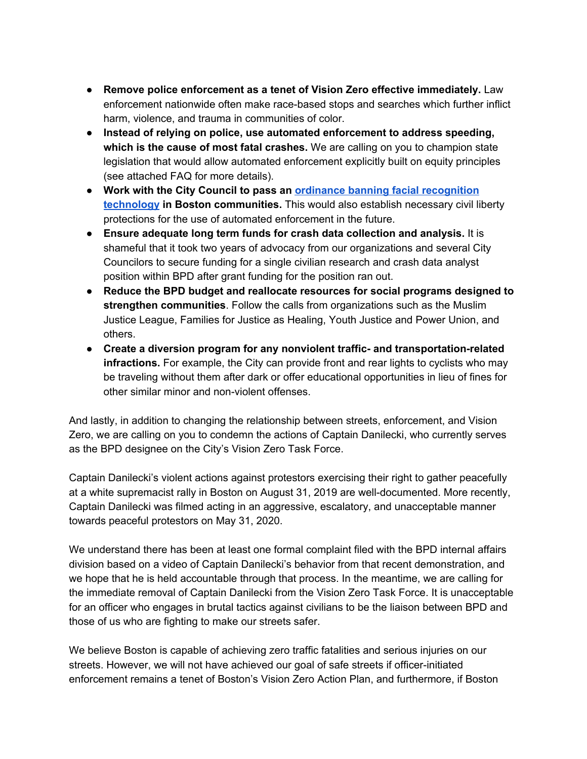- **Remove police enforcement as a tenet of Vision Zero effective immediately.** Law enforcement nationwide often make race-based stops and searches which further inflict harm, violence, and trauma in communities of color.
- **Instead of relying on police, use automated enforcement to address speeding, which is the cause of most fatal crashes.** We are calling on you to champion state legislation that would allow automated enforcement explicitly built on equity principles (see attached FAQ for more details).
- **Work with the City Council to pass an ordinance banning facial recognition technology in Boston communities.** This would also establish necessary civil liberty protections for the use of automated enforcement in the future.
- **Ensure adequate long term funds for crash data collection and analysis.** It is shameful that it took two years of advocacy from our organizations and several City Councilors to secure funding for a single civilian research and crash data analyst position within BPD after grant funding for the position ran out.
- **Reduce the BPD budget and reallocate resources for social programs designed to strengthen communities**. Follow the calls from organizations such as the Muslim Justice League, Families for Justice as Healing, Youth Justice and Power Union, and others.
- **Create a diversion program for any nonviolent traffic- and transportation-related infractions.** For example, the City can provide front and rear lights to cyclists who may be traveling without them after dark or offer educational opportunities in lieu of fines for other similar minor and non-violent offenses.

And lastly, in addition to changing the relationship between streets, enforcement, and Vision Zero, we are calling on you to condemn the actions of Captain Danilecki, who currently serves as the BPD designee on the City's Vision Zero Task Force.

Captain Danilecki's violent actions against protestors exercising their right to gather peacefully at a white supremacist rally in Boston on August 31, 2019 are well-documented. More recently, Captain Danilecki was filmed acting in an aggressive, escalatory, and unacceptable manner towards peaceful protestors on May 31, 2020.

We understand there has been at least one formal complaint filed with the BPD internal affairs division based on a video of Captain Danilecki's behavior from that recent demonstration, and we hope that he is held accountable through that process. In the meantime, we are calling for the immediate removal of Captain Danilecki from the Vision Zero Task Force. It is unacceptable for an officer who engages in brutal tactics against civilians to be the liaison between BPD and those of us who are fighting to make our streets safer.

We believe Boston is capable of achieving zero traffic fatalities and serious injuries on our streets. However, we will not have achieved our goal of safe streets if officer-initiated enforcement remains a tenet of Boston's Vision Zero Action Plan, and furthermore, if Boston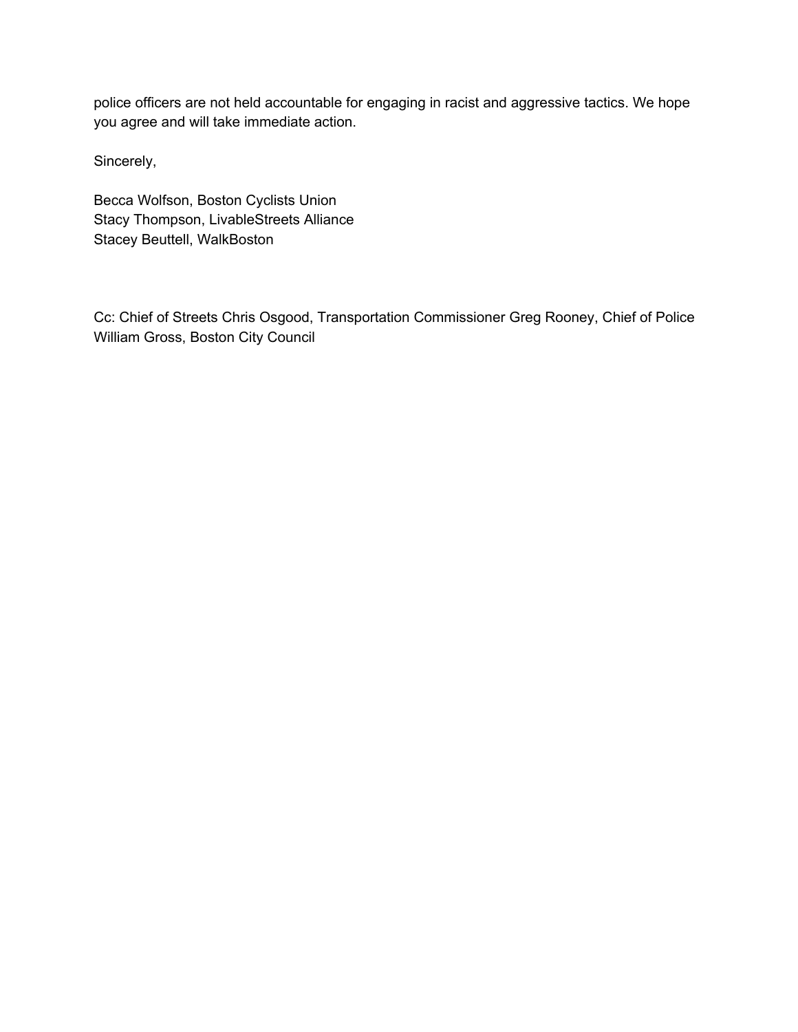police officers are not held accountable for engaging in racist and aggressive tactics. We hope you agree and will take immediate action.

Sincerely,

Becca Wolfson, Boston Cyclists Union
Stacy Thompson, LivableStreets Alliance
Stacey Beuttell, WalkBoston

Cc: Chief of Streets Chris Osgood, Transportation Commissioner Greg Rooney, Chief of Police William Gross, Boston City Council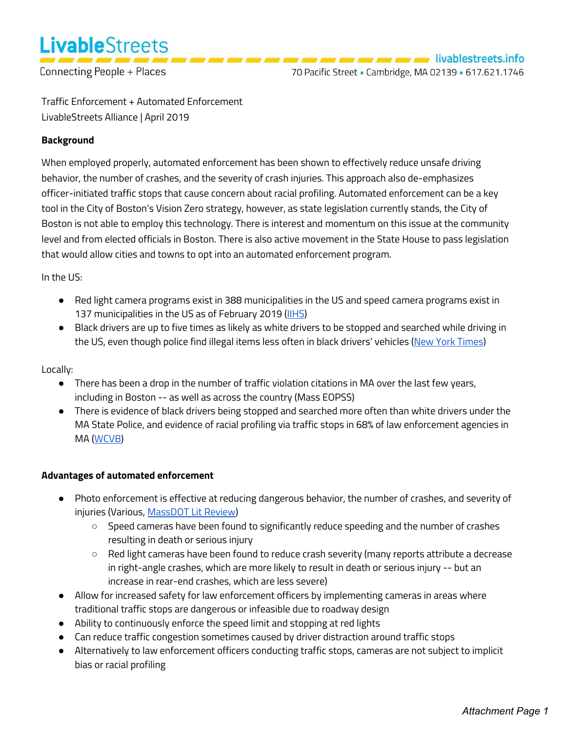LivableStreets

Connecting People + Places

livablestreets.info

70 Pacific Street ▪ Cambridge, MA 02139 ▪ 617.621.1746

Traffic Enforcement + Automated Enforcement
LivableStreets Alliance | April 2019

**Background**

When employed properly, automated enforcement has been shown to effectively reduce unsafe driving behavior, the number of crashes, and the severity of crash injuries. This approach also de-emphasizes officer-initiated traffic stops that cause concern about racial profiling. Automated enforcement can be a key tool in the City of Boston's Vision Zero strategy, however, as state legislation currently stands, the City of Boston is not able to employ this technology. There is interest and momentum on this issue at the community level and from elected officials in Boston. There is also active movement in the State House to pass legislation that would allow cities and towns to opt into an automated enforcement program.

In the US:

- Red light camera programs exist in 388 municipalities in the US and speed camera programs exist in 137 municipalities in the US as of February 2019 (IIHS)
- Black drivers are up to five times as likely as white drivers to be stopped and searched while driving in the US, even though police find illegal items less often in black drivers' vehicles (New York Times)

Locally:

- There has been a drop in the number of traffic violation citations in MA over the last few years, including in Boston -- as well as across the country (Mass EOPSS)
- There is evidence of black drivers being stopped and searched more often than white drivers under the MA State Police, and evidence of racial profiling via traffic stops in 68% of law enforcement agencies in MA (WCVB)

**Advantages of automated enforcement**

- Photo enforcement is effective at reducing dangerous behavior, the number of crashes, and severity of injuries (Various, MassDOT Lit Review)
  - Speed cameras have been found to significantly reduce speeding and the number of crashes resulting in death or serious injury
  - Red light cameras have been found to reduce crash severity (many reports attribute a decrease in right-angle crashes, which are more likely to result in death or serious injury -- but an increase in rear-end crashes, which are less severe)
- Allow for increased safety for law enforcement officers by implementing cameras in areas where traditional traffic stops are dangerous or infeasible due to roadway design
- Ability to continuously enforce the speed limit and stopping at red lights
- Can reduce traffic congestion sometimes caused by driver distraction around traffic stops
- Alternatively to law enforcement officers conducting traffic stops, cameras are not subject to implicit bias or racial profiling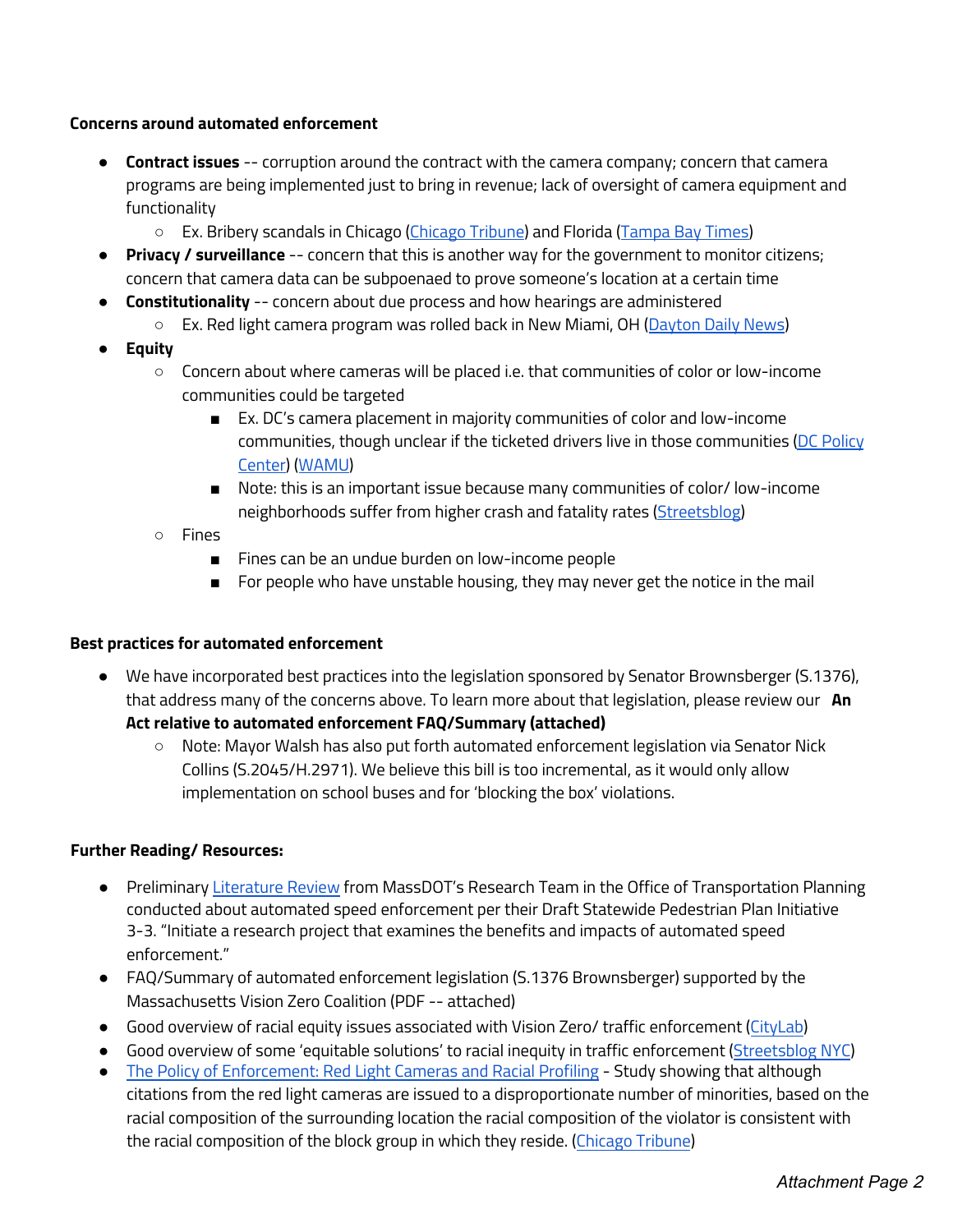**Concerns around automated enforcement**

- **Contract issues** -- corruption around the contract with the camera company; concern that camera programs are being implemented just to bring in revenue; lack of oversight of camera equipment and functionality
  - Ex. Bribery scandals in Chicago (Chicago Tribune) and Florida (Tampa Bay Times)
- **Privacy / surveillance** -- concern that this is another way for the government to monitor citizens; concern that camera data can be subpoenaed to prove someone's location at a certain time
- **Constitutionality** -- concern about due process and how hearings are administered
  - Ex. Red light camera program was rolled back in New Miami, OH (Dayton Daily News)
- **Equity**
  - Concern about where cameras will be placed i.e. that communities of color or low-income communities could be targeted
    - Ex. DC's camera placement in majority communities of color and low-income communities, though unclear if the ticketed drivers live in those communities (DC Policy Center) (WAMU)
    - Note: this is an important issue because many communities of color/ low-income neighborhoods suffer from higher crash and fatality rates (Streetsblog)
  - Fines
    - Fines can be an undue burden on low-income people
    - For people who have unstable housing, they may never get the notice in the mail

**Best practices for automated enforcement**

- We have incorporated best practices into the legislation sponsored by Senator Brownsberger (S.1376), that address many of the concerns above. To learn more about that legislation, please review our **An Act relative to automated enforcement FAQ/Summary (attached)**
  - Note: Mayor Walsh has also put forth automated enforcement legislation via Senator Nick Collins (S.2045/H.2971). We believe this bill is too incremental, as it would only allow implementation on school buses and for 'blocking the box' violations.

**Further Reading/ Resources:**

- Preliminary Literature Review from MassDOT's Research Team in the Office of Transportation Planning conducted about automated speed enforcement per their Draft Statewide Pedestrian Plan Initiative 3-3. "Initiate a research project that examines the benefits and impacts of automated speed enforcement."
- FAQ/Summary of automated enforcement legislation (S.1376 Brownsberger) supported by the Massachusetts Vision Zero Coalition (PDF -- attached)
- Good overview of racial equity issues associated with Vision Zero/ traffic enforcement (CityLab)
- Good overview of some 'equitable solutions' to racial inequity in traffic enforcement (Streetsblog NYC)
- The Policy of Enforcement: Red Light Cameras and Racial Profiling - Study showing that although citations from the red light cameras are issued to a disproportionate number of minorities, based on the racial composition of the surrounding location the racial composition of the violator is consistent with the racial composition of the block group in which they reside. (Chicago Tribune)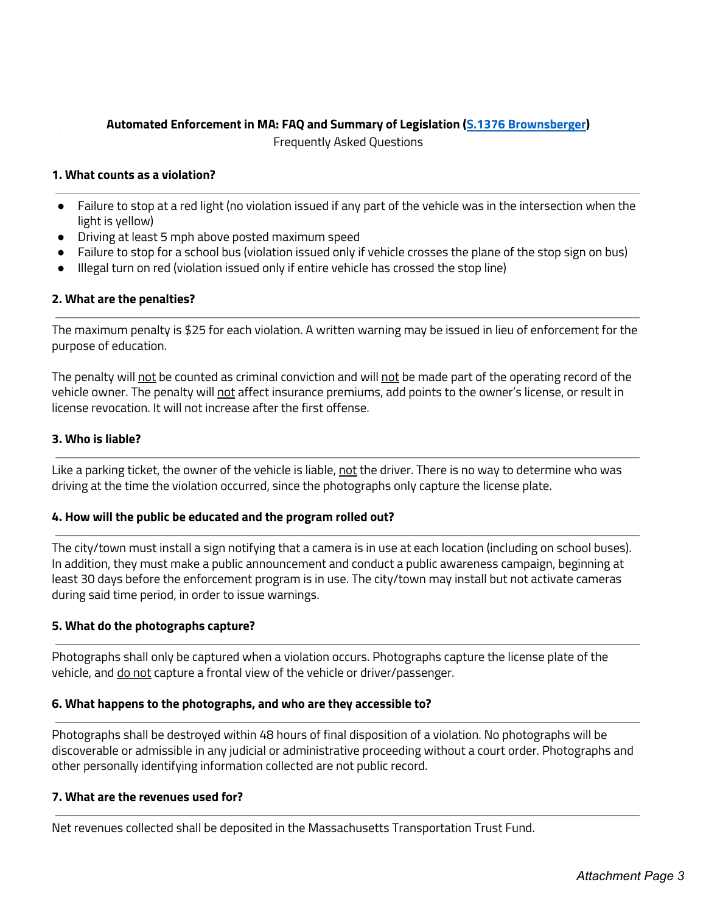**Automated Enforcement in MA: FAQ and Summary of Legislation ([S.1376 Brownsberger](S.1376 Brownsberger))**

Frequently Asked Questions

### 1. What counts as a violation?

- Failure to stop at a red light (no violation issued if any part of the vehicle was in the intersection when the light is yellow)
- Driving at least 5 mph above posted maximum speed
- Failure to stop for a school bus (violation issued only if vehicle crosses the plane of the stop sign on bus)
- Illegal turn on red (violation issued only if entire vehicle has crossed the stop line)

### 2. What are the penalties?

The maximum penalty is $25 for each violation. A written warning may be issued in lieu of enforcement for the purpose of education.

The penalty will not be counted as criminal conviction and will not be made part of the operating record of the vehicle owner. The penalty will not affect insurance premiums, add points to the owner's license, or result in license revocation. It will not increase after the first offense.

### 3. Who is liable?

Like a parking ticket, the owner of the vehicle is liable, not the driver. There is no way to determine who was driving at the time the violation occurred, since the photographs only capture the license plate.

### 4. How will the public be educated and the program rolled out?

The city/town must install a sign notifying that a camera is in use at each location (including on school buses). In addition, they must make a public announcement and conduct a public awareness campaign, beginning at least 30 days before the enforcement program is in use. The city/town may install but not activate cameras during said time period, in order to issue warnings.

### 5. What do the photographs capture?

Photographs shall only be captured when a violation occurs. Photographs capture the license plate of the vehicle, and do not capture a frontal view of the vehicle or driver/passenger.

### 6. What happens to the photographs, and who are they accessible to?

Photographs shall be destroyed within 48 hours of final disposition of a violation. No photographs will be discoverable or admissible in any judicial or administrative proceeding without a court order. Photographs and other personally identifying information collected are not public record.

### 7. What are the revenues used for?

Net revenues collected shall be deposited in the Massachusetts Transportation Trust Fund.

*Attachment Page 3*